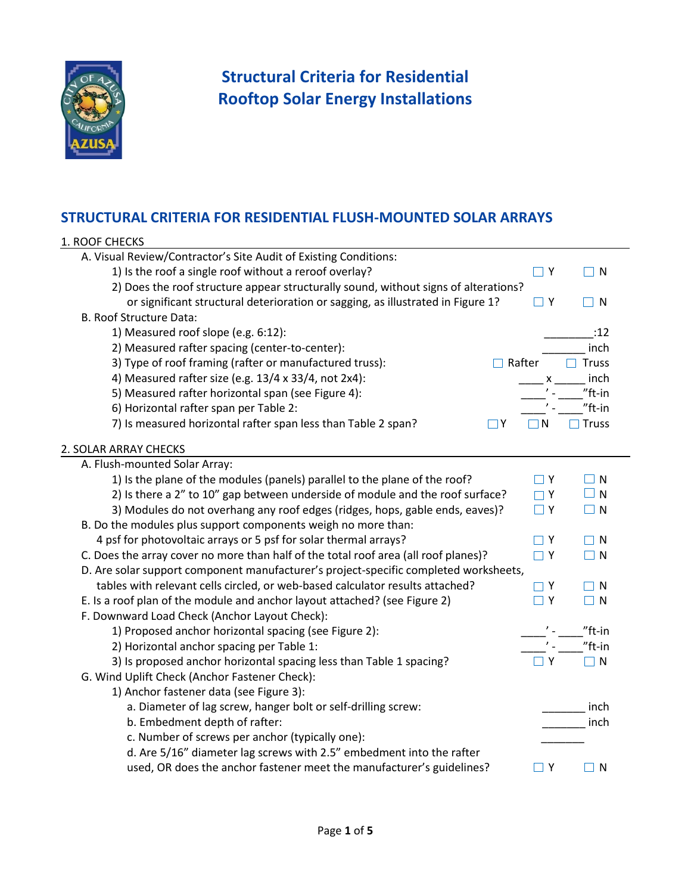# Structural Criteria for Residential Rooftop Solar Energy Installations

## STRUCTURAL CRITERIA FOR RESIDENTIAL FLUSH-MOUNTED SOLAR ARRAYS

### 1. ROOF CHECKS

A. Visual Review/Contractor's Site Audit of Existing Conditions:

1) Is the roof a single roof without a reroof overlay? ☐ Y ☐ N

2) Does the roof structure appear structurally sound, without signs of alterations? or significant structural deterioration or sagging, as illustrated in Figure 1? ☐ Y ☐ N

B. Roof Structure Data:

1) Measured roof slope (e.g. 6:12): ________:12

2) Measured rafter spacing (center-to-center): _______ inch

3) Type of roof framing (rafter or manufactured truss): ☐ Rafter ☐ Truss

4) Measured rafter size (e.g. 13/4 x 33/4, not 2x4): ____ x _____ inch

5) Measured rafter horizontal span (see Figure 4): ____' - ____"ft-in

6) Horizontal rafter span per Table 2: ____' - ____"ft-in

7) Is measured horizontal rafter span less than Table 2 span? ☐ Y ☐ N ☐ Truss

### 2. SOLAR ARRAY CHECKS

A. Flush-mounted Solar Array:

1) Is the plane of the modules (panels) parallel to the plane of the roof? ☐ Y ☐ N

2) Is there a 2" to 10" gap between underside of module and the roof surface? ☐ Y ☐ N

3) Modules do not overhang any roof edges (ridges, hops, gable ends, eaves)? ☐ Y ☐ N

B. Do the modules plus support components weigh no more than: 4 psf for photovoltaic arrays or 5 psf for solar thermal arrays? ☐ Y ☐ N

C. Does the array cover no more than half of the total roof area (all roof planes)? ☐ Y ☐ N

D. Are solar support component manufacturer's project-specific completed worksheets, tables with relevant cells circled, or web-based calculator results attached? ☐ Y ☐ N

E. Is a roof plan of the module and anchor layout attached? (see Figure 2) ☐ Y ☐ N

F. Downward Load Check (Anchor Layout Check):

1) Proposed anchor horizontal spacing (see Figure 2): ____' - ____"ft-in

2) Horizontal anchor spacing per Table 1: ____' - ____"ft-in

3) Is proposed anchor horizontal spacing less than Table 1 spacing? ☐ Y ☐ N

G. Wind Uplift Check (Anchor Fastener Check):

1) Anchor fastener data (see Figure 3):

a. Diameter of lag screw, hanger bolt or self-drilling screw: _______ inch

b. Embedment depth of rafter: _______ inch

c. Number of screws per anchor (typically one): _______

d. Are 5/16" diameter lag screws with 2.5" embedment into the rafter used, OR does the anchor fastener meet the manufacturer's guidelines? ☐ Y ☐ N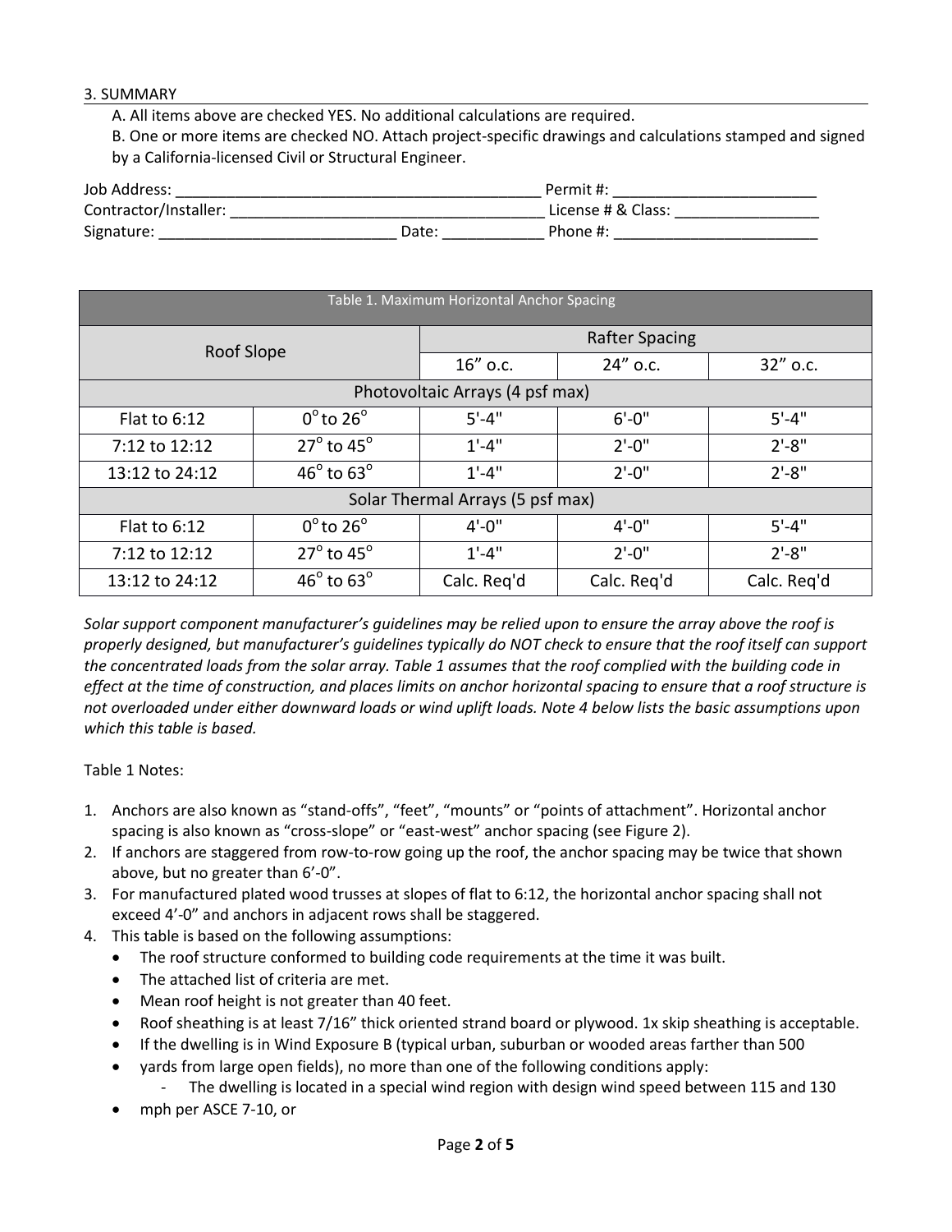### 3. SUMMARY

A. All items above are checked YES. No additional calculations are required.

B. One or more items are checked NO. Attach project-specific drawings and calculations stamped and signed by a California-licensed Civil or Structural Engineer.

Job Address: ___________________________________________ Permit #: ________________________

Contractor/Installer: _____________________________________ License # & Class: _________________

Signature: ___________________________ Date: ___________ Phone #: ________________________

| Table 1. Maximum Horizontal Anchor Spacing | | | | |
|---|---|---|---|---|
| Roof Slope | | Rafter Spacing | | |
| | | 16" o.c. | 24" o.c. | 32" o.c. |
| Photovoltaic Arrays (4 psf max) | | | | |
| Flat to 6:12 | $0^\circ$ to $26^\circ$ | 5'-4" | 6'-0" | 5'-4" |
| 7:12 to 12:12 | $27^\circ$ to $45^\circ$ | 1'-4" | 2'-0" | 2'-8" |
| 13:12 to 24:12 | $46^\circ$ to $63^\circ$ | 1'-4" | 2'-0" | 2'-8" |
| Solar Thermal Arrays (5 psf max) | | | | |
| Flat to 6:12 | $0^\circ$ to $26^\circ$ | 4'-0" | 4'-0" | 5'-4" |
| 7:12 to 12:12 | $27^\circ$ to $45^\circ$ | 1'-4" | 2'-0" | 2'-8" |
| 13:12 to 24:12 | $46^\circ$ to $63^\circ$ | Calc. Req'd | Calc. Req'd | Calc. Req'd |

*Solar support component manufacturer's guidelines may be relied upon to ensure the array above the roof is properly designed, but manufacturer's guidelines typically do NOT check to ensure that the roof itself can support the concentrated loads from the solar array. Table 1 assumes that the roof complied with the building code in effect at the time of construction, and places limits on anchor horizontal spacing to ensure that a roof structure is not overloaded under either downward loads or wind uplift loads. Note 4 below lists the basic assumptions upon which this table is based.*

Table 1 Notes:

1. Anchors are also known as "stand-offs", "feet", "mounts" or "points of attachment". Horizontal anchor spacing is also known as "cross-slope" or "east-west" anchor spacing (see Figure 2).
2. If anchors are staggered from row-to-row going up the roof, the anchor spacing may be twice that shown above, but no greater than 6'-0".
3. For manufactured plated wood trusses at slopes of flat to 6:12, the horizontal anchor spacing shall not exceed 4'-0" and anchors in adjacent rows shall be staggered.
4. This table is based on the following assumptions:
   - The roof structure conformed to building code requirements at the time it was built.
   - The attached list of criteria are met.
   - Mean roof height is not greater than 40 feet.
   - Roof sheathing is at least 7/16" thick oriented strand board or plywood. 1x skip sheathing is acceptable.
   - If the dwelling is in Wind Exposure B (typical urban, suburban or wooded areas farther than 500
   - yards from large open fields), no more than one of the following conditions apply:
     - The dwelling is located in a special wind region with design wind speed between 115 and 130
   - mph per ASCE 7-10, or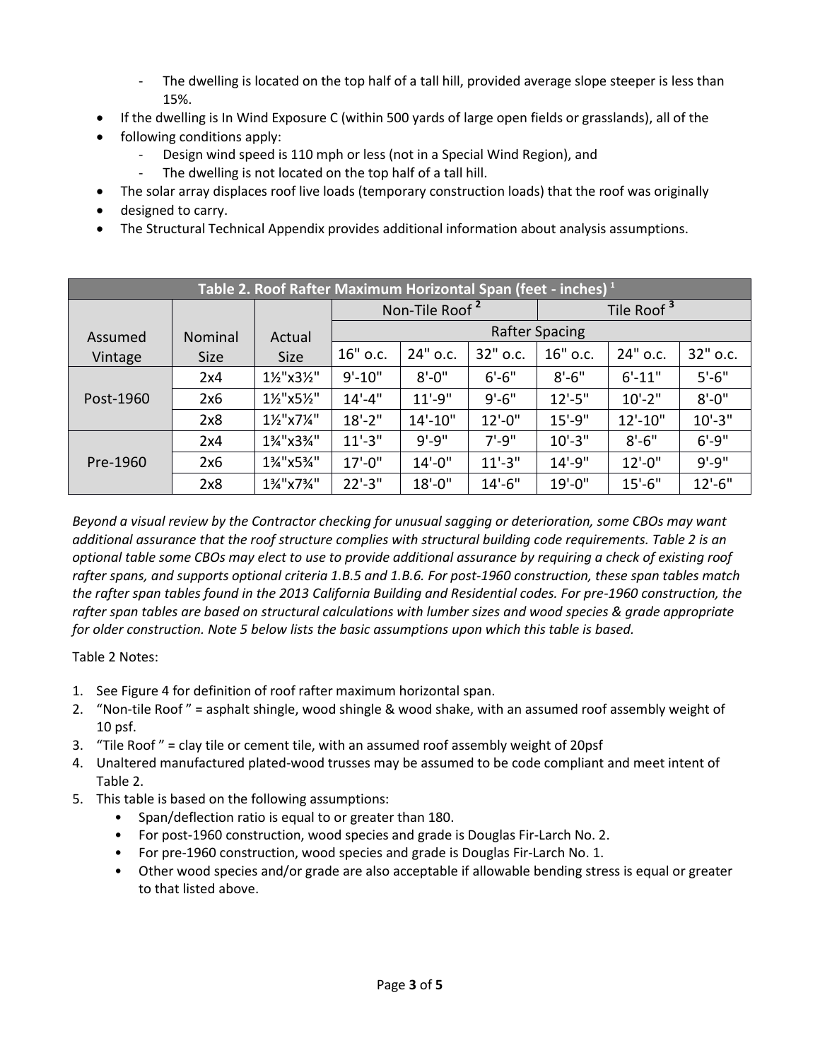- The dwelling is located on the top half of a tall hill, provided average slope steeper is less than 15%.
- If the dwelling is In Wind Exposure C (within 500 yards of large open fields or grasslands), all of the
- following conditions apply:
   - Design wind speed is 110 mph or less (not in a Special Wind Region), and
   - The dwelling is not located on the top half of a tall hill.
- The solar array displaces roof live loads (temporary construction loads) that the roof was originally
- designed to carry.
- The Structural Technical Appendix provides additional information about analysis assumptions.

| Table 2. Roof Rafter Maximum Horizontal Span (feet - inches) [1] | | | | | | | | |
|---|---|---|---|---|---|---|---|---|
| | | | Non-Tile Roof [2] | | | Tile Roof [3] | | |
| Assumed Vintage | Nominal Size | Actual Size | Rafter Spacing | | | | | |
| | | | 16" o.c. | 24" o.c. | 32" o.c. | 16" o.c. | 24" o.c. | 32" o.c. |
| Post-1960 | 2x4 | 1½"x3½" | 9'-10" | 8'-0" | 6'-6" | 8'-6" | 6'-11" | 5'-6" |
| | 2x6 | 1½"x5½" | 14'-4" | 11'-9" | 9'-6" | 12'-5" | 10'-2" | 8'-0" |
| | 2x8 | 1½"x7¼" | 18'-2" | 14'-10" | 12'-0" | 15'-9" | 12'-10" | 10'-3" |
| Pre-1960 | 2x4 | 1¾"x3¾" | 11'-3" | 9'-9" | 7'-9" | 10'-3" | 8'-6" | 6'-9" |
| | 2x6 | 1¾"x5¾" | 17'-0" | 14'-0" | 11'-3" | 14'-9" | 12'-0" | 9'-9" |
| | 2x8 | 1¾"x7¾" | 22'-3" | 18'-0" | 14'-6" | 19'-0" | 15'-6" | 12'-6" |

*Beyond a visual review by the Contractor checking for unusual sagging or deterioration, some CBOs may want additional assurance that the roof structure complies with structural building code requirements. Table 2 is an optional table some CBOs may elect to use to provide additional assurance by requiring a check of existing roof rafter spans, and supports optional criteria 1.B.5 and 1.B.6. For post-1960 construction, these span tables match the rafter span tables found in the 2013 California Building and Residential codes. For pre-1960 construction, the rafter span tables are based on structural calculations with lumber sizes and wood species & grade appropriate for older construction. Note 5 below lists the basic assumptions upon which this table is based.*

Table 2 Notes:

1. See Figure 4 for definition of roof rafter maximum horizontal span.
2. "Non-tile Roof" = asphalt shingle, wood shingle & wood shake, with an assumed roof assembly weight of 10 psf.
3. "Tile Roof" = clay tile or cement tile, with an assumed roof assembly weight of 20psf
4. Unaltered manufactured plated-wood trusses may be assumed to be code compliant and meet intent of Table 2.
5. This table is based on the following assumptions:
   - Span/deflection ratio is equal to or greater than 180.
   - For post-1960 construction, wood species and grade is Douglas Fir-Larch No. 2.
   - For pre-1960 construction, wood species and grade is Douglas Fir-Larch No. 1.
   - Other wood species and/or grade are also acceptable if allowable bending stress is equal or greater to that listed above.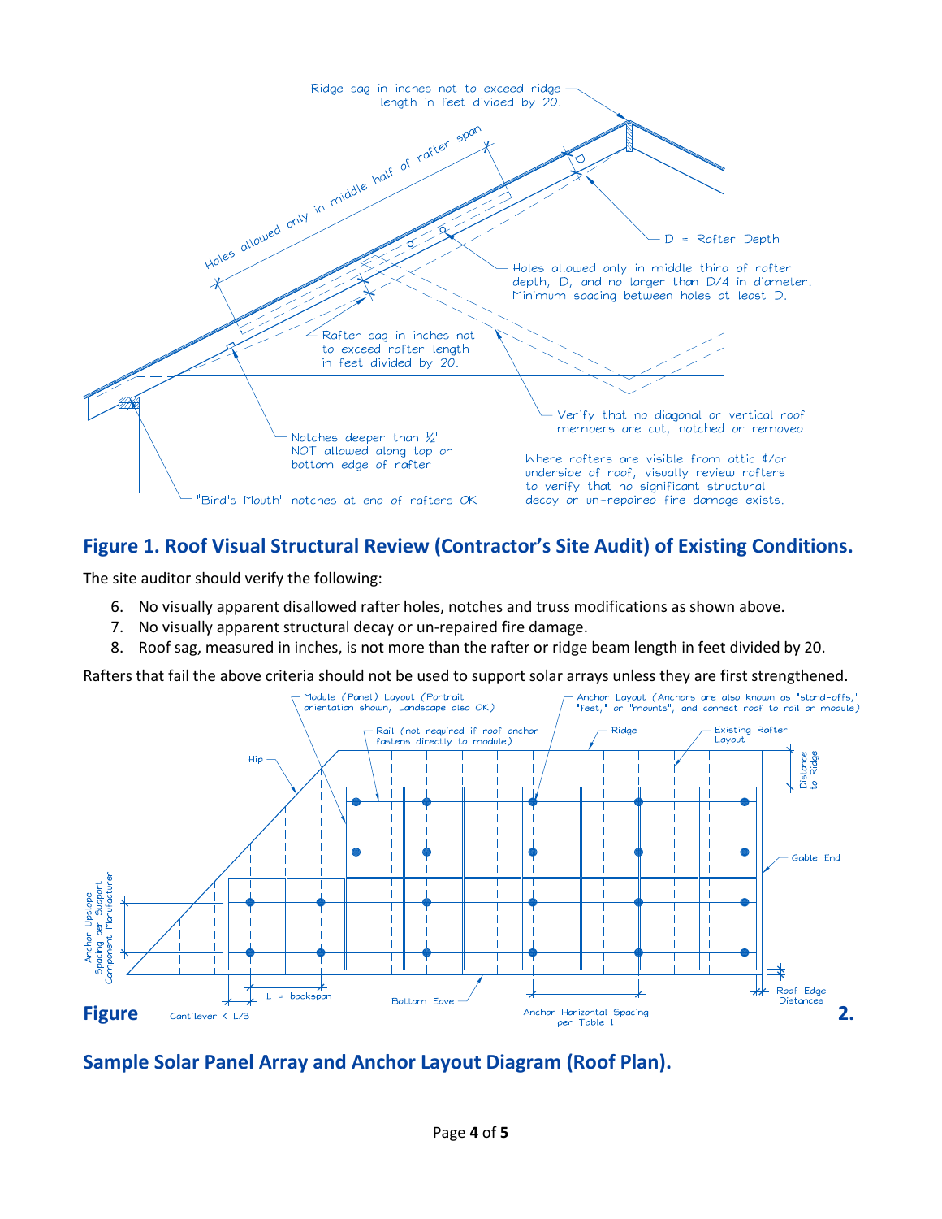## Figure 1. Roof Visual Structural Review (Contractor's Site Audit) of Existing Conditions.

The site auditor should verify the following:

6. No visually apparent disallowed rafter holes, notches and truss modifications as shown above.
7. No visually apparent structural decay or un-repaired fire damage.
8. Roof sag, measured in inches, is not more than the rafter or ridge beam length in feet divided by 20.

Rafters that fail the above criteria should not be used to support solar arrays unless they are first strengthened.

## Figure 2. Sample Solar Panel Array and Anchor Layout Diagram (Roof Plan).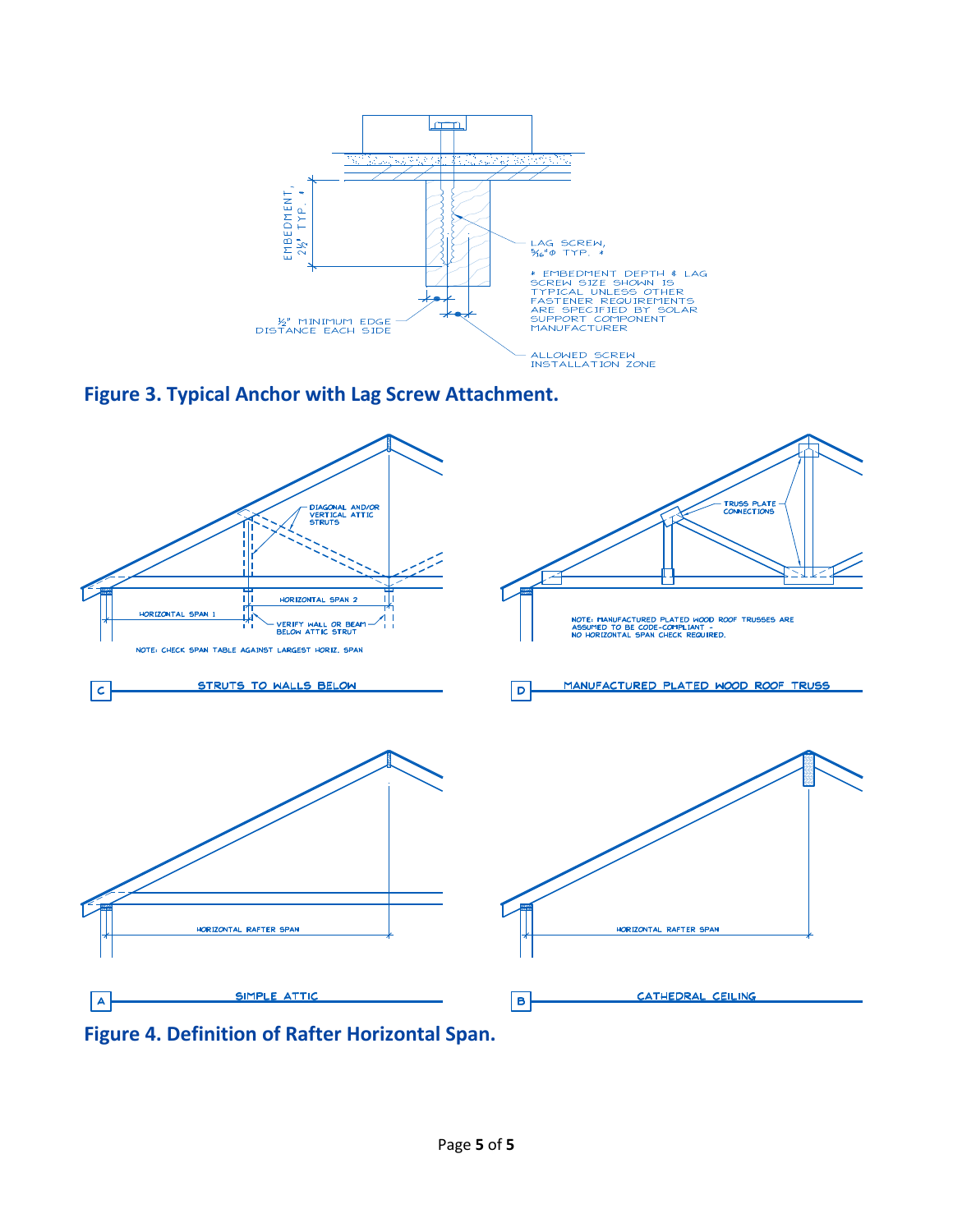EMBEDMENT, 2½" TYP. *

LAG SCREW, 5/16"Ø TYP. *

* EMBEDMENT DEPTH & LAG SCREW SIZE SHOWN IS TYPICAL UNLESS OTHER FASTENER REQUIREMENTS ARE SPECIFIED BY SOLAR SUPPORT COMPONENT MANUFACTURER

½" MINIMUM EDGE DISTANCE EACH SIDE

ALLOWED SCREW INSTALLATION ZONE

**Figure 3. Typical Anchor with Lag Screw Attachment.**

DIAGONAL AND/OR VERTICAL ATTIC STRUTS

HORIZONTAL SPAN 1

HORIZONTAL SPAN 2

VERIFY WALL OR BEAM BELOW ATTIC STRUT

NOTE: CHECK SPAN TABLE AGAINST LARGEST HORIZ. SPAN

C STRUTS TO WALLS BELOW

TRUSS PLATE CONNECTIONS

NOTE: MANUFACTURED PLATED WOOD ROOF TRUSSES ARE ASSUMED TO BE CODE-COMPLIANT - NO HORIZONTAL SPAN CHECK REQUIRED.

D MANUFACTURED PLATED WOOD ROOF TRUSS

HORIZONTAL RAFTER SPAN

A SIMPLE ATTIC

HORIZONTAL RAFTER SPAN

B CATHEDRAL CEILING

**Figure 4. Definition of Rafter Horizontal Span.**